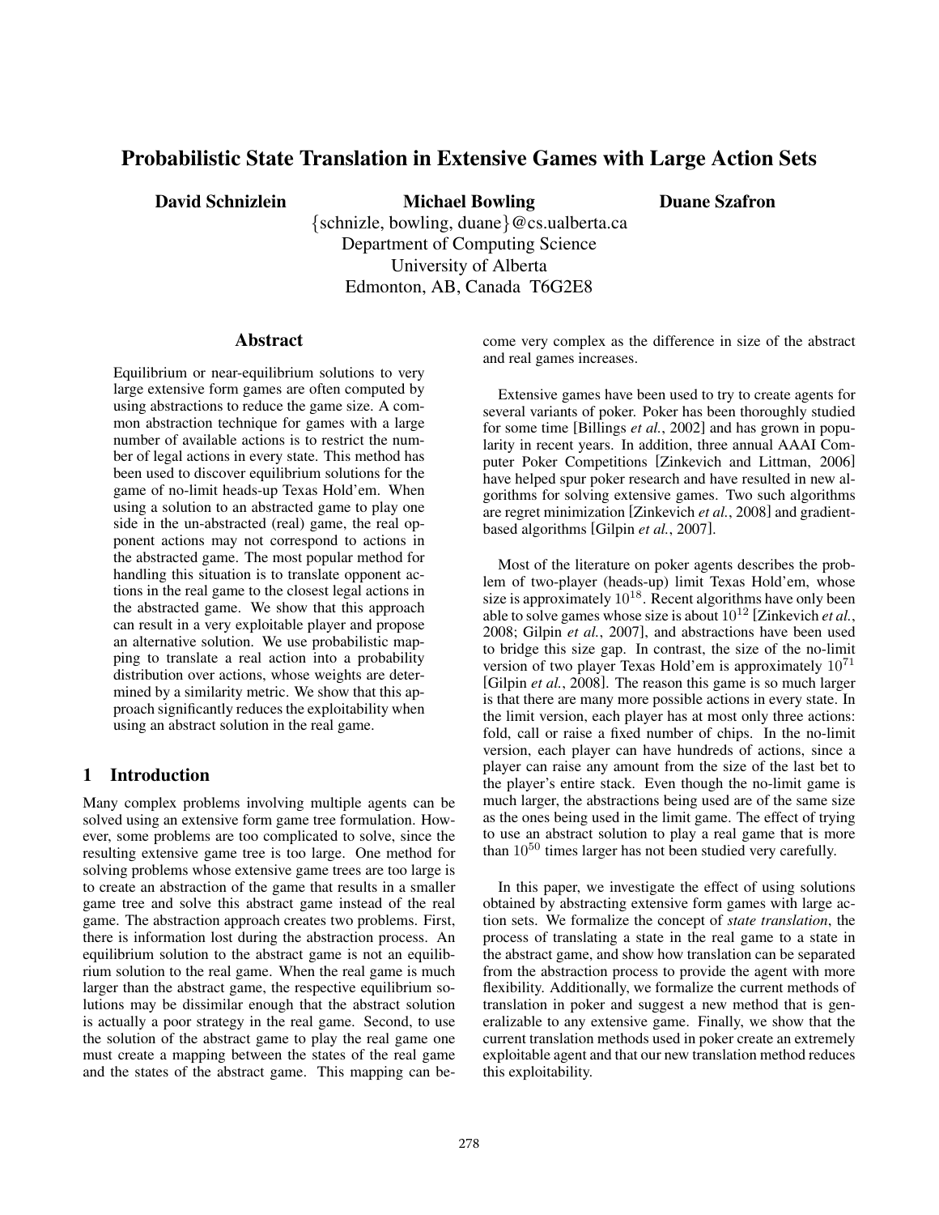# Probabilistic State Translation in Extensive Games with Large Action Sets

**David Schnizlein** **Michael Bowling** **Duane Szafron**

{schnizle, bowling, duane}@cs.ualberta.ca
Department of Computing Science
University of Alberta
Edmonton, AB, Canada T6G2E8

## Abstract

Equilibrium or near-equilibrium solutions to very large extensive form games are often computed by using abstractions to reduce the game size. A common abstraction technique for games with a large number of available actions is to restrict the number of legal actions in every state. This method has been used to discover equilibrium solutions for the game of no-limit heads-up Texas Hold'em. When using a solution to an abstracted game to play one side in the un-abstracted (real) game, the real opponent actions may not correspond to actions in the abstracted game. The most popular method for handling this situation is to translate opponent actions in the real game to the closest legal actions in the abstracted game. We show that this approach can result in a very exploitable player and propose an alternative solution. We use probabilistic mapping to translate a real action into a probability distribution over actions, whose weights are determined by a similarity metric. We show that this approach significantly reduces the exploitability when using an abstract solution in the real game.

## 1 Introduction

Many complex problems involving multiple agents can be solved using an extensive form game tree formulation. However, some problems are too complicated to solve, since the resulting extensive game tree is too large. One method for solving problems whose extensive game trees are too large is to create an abstraction of the game that results in a smaller game tree and solve this abstract game instead of the real game. The abstraction approach creates two problems. First, there is information lost during the abstraction process. An equilibrium solution to the abstract game is not an equilibrium solution to the real game. When the real game is much larger than the abstract game, the respective equilibrium solutions may be dissimilar enough that the abstract solution is actually a poor strategy in the real game. Second, to use the solution of the abstract game to play the real game one must create a mapping between the states of the real game and the states of the abstract game. This mapping can become very complex as the difference in size of the abstract and real games increases.

Extensive games have been used to try to create agents for several variants of poker. Poker has been thoroughly studied for some time [Billings *et al.*, 2002] and has grown in popularity in recent years. In addition, three annual AAAI Computer Poker Competitions [Zinkevich and Littman, 2006] have helped spur poker research and have resulted in new algorithms for solving extensive games. Two such algorithms are regret minimization [Zinkevich *et al.*, 2008] and gradient-based algorithms [Gilpin *et al.*, 2007].

Most of the literature on poker agents describes the problem of two-player (heads-up) limit Texas Hold'em, whose size is approximately $10^{18}$. Recent algorithms have only been able to solve games whose size is about $10^{12}$ [Zinkevich *et al.*, 2008; Gilpin *et al.*, 2007], and abstractions have been used to bridge this size gap. In contrast, the size of the no-limit version of two player Texas Hold'em is approximately $10^{71}$ [Gilpin *et al.*, 2008]. The reason this game is so much larger is that there are many more possible actions in every state. In the limit version, each player has at most only three actions: fold, call or raise a fixed number of chips. In the no-limit version, each player can have hundreds of actions, since a player can raise any amount from the size of the last bet to the player's entire stack. Even though the no-limit game is much larger, the abstractions being used are of the same size as the ones being used in the limit game. The effect of trying to use an abstract solution to play a real game that is more than $10^{50}$ times larger has not been studied very carefully.

In this paper, we investigate the effect of using solutions obtained by abstracting extensive form games with large action sets. We formalize the concept of *state translation*, the process of translating a state in the real game to a state in the abstract game, and show how translation can be separated from the abstraction process to provide the agent with more flexibility. Additionally, we formalize the current methods of translation in poker and suggest a new method that is generalizable to any extensive game. Finally, we show that the current translation methods used in poker create an extremely exploitable agent and that our new translation method reduces this exploitability.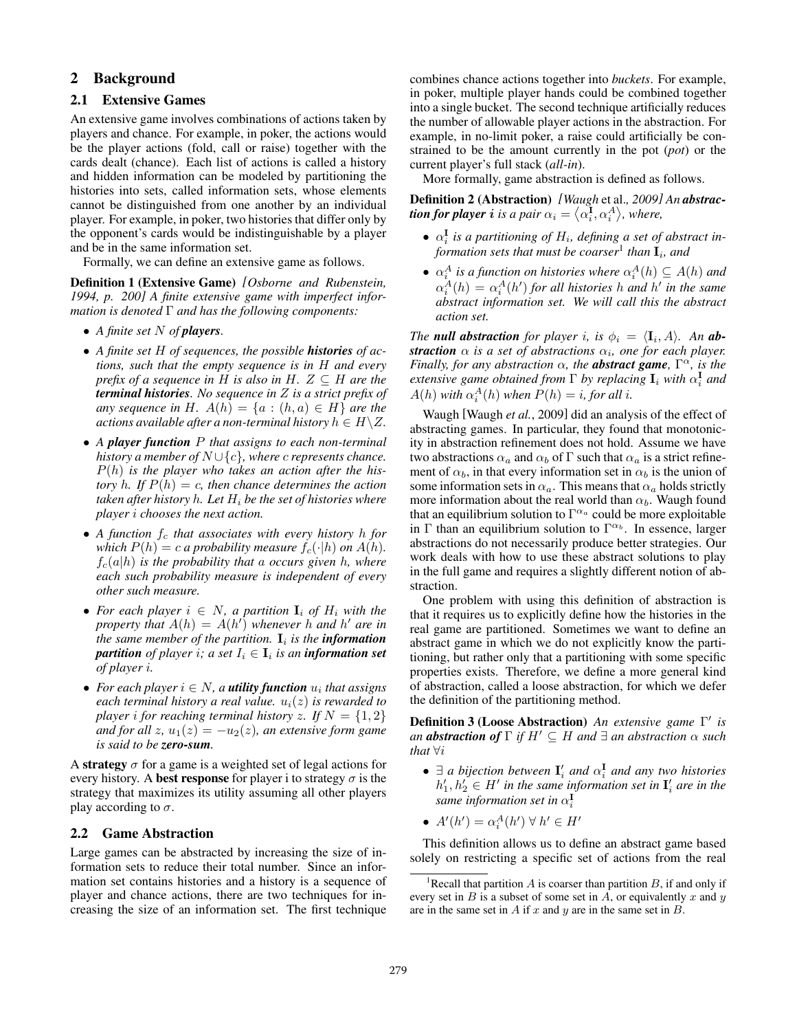## 2 Background

### 2.1 Extensive Games

An extensive game involves combinations of actions taken by players and chance. For example, in poker, the actions would be the player actions (fold, call or raise) together with the cards dealt (chance). Each list of actions is called a history and hidden information can be modeled by partitioning the histories into sets, called information sets, whose elements cannot be distinguished from one another by an individual player. For example, in poker, two histories that differ only by the opponent's cards would be indistinguishable by a player and be in the same information set.

Formally, we can define an extensive game as follows.

**Definition 1 (Extensive Game)** *[Osborne and Rubenstein, 1994, p. 200] A finite extensive game with imperfect information is denoted* $\Gamma$ *and has the following components:*

- *A finite set* $N$ *of* ***players***.
- *A finite set* $H$ *of sequences, the possible* ***histories*** *of actions, such that the empty sequence is in* $H$ *and every prefix of a sequence in* $H$ *is also in* $H$. $Z \subseteq H$ *are the* ***terminal histories***. *No sequence in* $Z$ *is a strict prefix of any sequence in* $H$. $A(h) = \{a : (h, a) \in H\}$ *are the actions available after a non-terminal history* $h \in H \backslash Z$.
- *A* ***player function*** $P$ *that assigns to each non-terminal history a member of* $N \cup \{c\}$*, where* $c$ *represents chance.* $P(h)$ *is the player who takes an action after the history* $h$. *If* $P(h) = c$*, then chance determines the action taken after history* $h$. *Let* $H_i$ *be the set of histories where player* $i$ *chooses the next action.*
- *A function* $f_c$ *that associates with every history* $h$ *for which* $P(h) = c$ *a probability measure* $f_c(\cdot|h)$ *on* $A(h)$. $f_c(a|h)$ *is the probability that* $a$ *occurs given* $h$*, where each such probability measure is independent of every other such measure.*
- *For each player* $i \in N$*, a partition* $\mathbf{I}_i$ *of* $H_i$ *with the property that* $A(h) = A(h')$ *whenever* $h$ *and* $h'$ *are in the same member of the partition.* $\mathbf{I}_i$ *is the* ***information partition*** *of player* $i$*; a set* $I_i \in \mathbf{I}_i$ *is an* ***information set*** *of player* $i$.
- *For each player* $i \in N$*, a* ***utility function*** $u_i$ *that assigns each terminal history a real value.* $u_i(z)$ *is rewarded to player* $i$ *for reaching terminal history* $z$. *If* $N = \{1, 2\}$ *and for all* $z$, $u_1(z) = -u_2(z)$*, an extensive form game is said to be* ***zero-sum***.

A **strategy** $\sigma$ for a game is a weighted set of legal actions for every history. A **best response** for player i to strategy $\sigma$ is the strategy that maximizes its utility assuming all other players play according to $\sigma$.

### 2.2 Game Abstraction

Large games can be abstracted by increasing the size of information sets to reduce their total number. Since an information set contains histories and a history is a sequence of player and chance actions, there are two techniques for increasing the size of an information set. The first technique combines chance actions together into *buckets*. For example, in poker, multiple player hands could be combined together into a single bucket. The second technique artificially reduces the number of allowable player actions in the abstraction. For example, in no-limit poker, a raise could artificially be constrained to be the amount currently in the pot (*pot*) or the current player's full stack (*all-in*).

More formally, game abstraction is defined as follows.

**Definition 2 (Abstraction)** *[Waugh* et al.*, 2009] An* ***abstraction for player*** $\boldsymbol{i}$ *is a pair* $\alpha_i = \langle \alpha_i^{\mathbf{I}}, \alpha_i^A \rangle$*, where,*

- $\alpha_i^{\mathbf{I}}$ *is a partitioning of* $H_i$*, defining a set of abstract information sets that must be coarser*[1] *than* $\mathbf{I}_i$*, and*
- $\alpha_i^A$ *is a function on histories where* $\alpha_i^A(h) \subseteq A(h)$ *and* $\alpha_i^A(h) = \alpha_i^A(h')$ *for all histories* $h$ *and* $h'$ *in the same abstract information set. We will call this the abstract action set.*

*The* ***null abstraction*** *for player* $i$*, is* $\phi_i = \langle \mathbf{I}_i, A \rangle$. *An* ***abstraction*** $\alpha$ *is a set of abstractions* $\alpha_i$*, one for each player. Finally, for any abstraction* $\alpha$*, the* ***abstract game***, $\Gamma^\alpha$*, is the extensive game obtained from* $\Gamma$ *by replacing* $\mathbf{I}_i$ *with* $\alpha_i^{\mathbf{I}}$ *and* $A(h)$ *with* $\alpha_i^A(h)$ *when* $P(h) = i$*, for all* $i$.

Waugh [Waugh *et al.*, 2009] did an analysis of the effect of abstracting games. In particular, they found that monotonicity in abstraction refinement does not hold. Assume we have two abstractions $\alpha_a$ and $\alpha_b$ of $\Gamma$ such that $\alpha_a$ is a strict refinement of $\alpha_b$, in that every information set in $\alpha_b$ is the union of some information sets in $\alpha_a$. This means that $\alpha_a$ holds strictly more information about the real world than $\alpha_b$. Waugh found that an equilibrium solution to $\Gamma^{\alpha_a}$ could be more exploitable in $\Gamma$ than an equilibrium solution to $\Gamma^{\alpha_b}$. In essence, larger abstractions do not necessarily produce better strategies. Our work deals with how to use these abstract solutions to play in the full game and requires a slightly different notion of abstraction.

One problem with using this definition of abstraction is that it requires us to explicitly define how the histories in the real game are partitioned. Sometimes we want to define an abstract game in which we do not explicitly know the partitioning, but rather only that a partitioning with some specific properties exists. Therefore, we define a more general kind of abstraction, called a loose abstraction, for which we defer the definition of the partitioning method.

**Definition 3 (Loose Abstraction)** *An extensive game* $\Gamma'$ *is an* ***abstraction of*** $\Gamma$ *if* $H' \subseteq H$ *and* $\exists$ *an abstraction* $\alpha$ *such that* $\forall i$

- $\exists$ *a bijection between* $\mathbf{I}_i'$ *and* $\alpha_i^{\mathbf{I}}$ *and any two histories* $h_1', h_2' \in H'$ *in the same information set in* $\mathbf{I}_i'$ *are in the same information set in* $\alpha_i^{\mathbf{I}}$
- $A'(h') = \alpha_i^A(h') \; \forall \; h' \in H'$

This definition allows us to define an abstract game based solely on restricting a specific set of actions from the real

[1] Recall that partition $A$ is coarser than partition $B$, if and only if every set in $B$ is a subset of some set in $A$, or equivalently $x$ and $y$ are in the same set in $A$ if $x$ and $y$ are in the same set in $B$.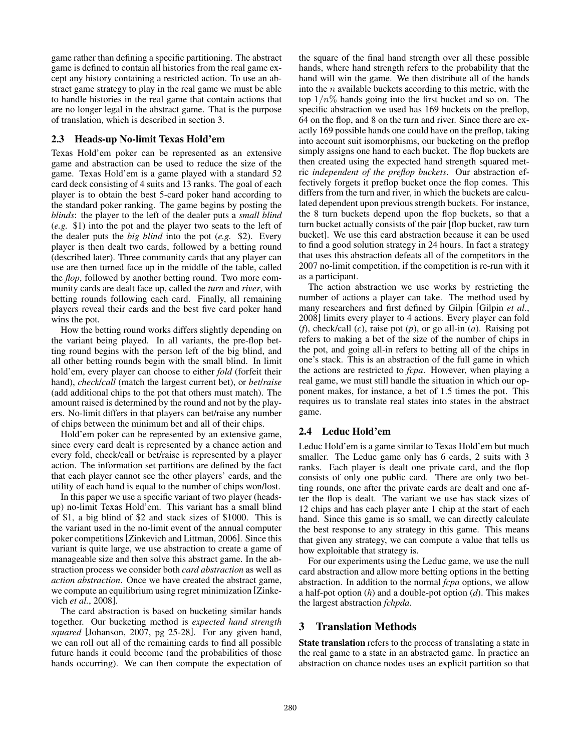game rather than defining a specific partitioning. The abstract game is defined to contain all histories from the real game except any history containing a restricted action. To use an abstract game strategy to play in the real game we must be able to handle histories in the real game that contain actions that are no longer legal in the abstract game. That is the purpose of translation, which is described in section 3.

### 2.3 Heads-up No-limit Texas Hold'em

Texas Hold'em poker can be represented as an extensive game and abstraction can be used to reduce the size of the game. Texas Hold'em is a game played with a standard 52 card deck consisting of 4 suits and 13 ranks. The goal of each player is to obtain the best 5-card poker hand according to the standard poker ranking. The game begins by posting the *blinds*: the player to the left of the dealer puts a *small blind* (*e.g.* \$1) into the pot and the player two seats to the left of the dealer puts the *big blind* into the pot (*e.g.* \$2). Every player is then dealt two cards, followed by a betting round (described later). Three community cards that any player can use are then turned face up in the middle of the table, called the *flop*, followed by another betting round. Two more community cards are dealt face up, called the *turn* and *river*, with betting rounds following each card. Finally, all remaining players reveal their cards and the best five card poker hand wins the pot.

How the betting round works differs slightly depending on the variant being played. In all variants, the pre-flop betting round begins with the person left of the big blind, and all other betting rounds begin with the small blind. In limit hold'em, every player can choose to either *fold* (forfeit their hand), *check/call* (match the largest current bet), or *bet/raise* (add additional chips to the pot that others must match). The amount raised is determined by the round and not by the players. No-limit differs in that players can bet/raise any number of chips between the minimum bet and all of their chips.

Hold'em poker can be represented by an extensive game, since every card dealt is represented by a chance action and every fold, check/call or bet/raise is represented by a player action. The information set partitions are defined by the fact that each player cannot see the other players' cards, and the utility of each hand is equal to the number of chips won/lost.

In this paper we use a specific variant of two player (heads-up) no-limit Texas Hold'em. This variant has a small blind of \$1, a big blind of \$2 and stack sizes of \$1000. This is the variant used in the no-limit event of the annual computer poker competitions [Zinkevich and Littman, 2006]. Since this variant is quite large, we use abstraction to create a game of manageable size and then solve this abstract game. In the abstraction process we consider both *card abstraction* as well as *action abstraction*. Once we have created the abstract game, we compute an equilibrium using regret minimization [Zinkevich *et al.*, 2008].

The card abstraction is based on bucketing similar hands together. Our bucketing method is *expected hand strength squared* [Johanson, 2007, pg 25-28]. For any given hand, we can roll out all of the remaining cards to find all possible future hands it could become (and the probabilities of those hands occurring). We can then compute the expectation of the square of the final hand strength over all these possible hands, where hand strength refers to the probability that the hand will win the game. We then distribute all of the hands into the $n$ available buckets according to this metric, with the top $1/n\%$ hands going into the first bucket and so on. The specific abstraction we used has 169 buckets on the preflop, 64 on the flop, and 8 on the turn and river. Since there are exactly 169 possible hands one could have on the preflop, taking into account suit isomorphisms, our bucketing on the preflop simply assigns one hand to each bucket. The flop buckets are then created using the expected hand strength squared metric *independent of the preflop buckets*. Our abstraction effectively forgets it preflop bucket once the flop comes. This differs from the turn and river, in which the buckets are calculated dependent upon previous strength buckets. For instance, the 8 turn buckets depend upon the flop buckets, so that a turn bucket actually consists of the pair [flop bucket, raw turn bucket]. We use this card abstraction because it can be used to find a good solution strategy in 24 hours. In fact a strategy that uses this abstraction defeats all of the competitors in the 2007 no-limit competition, if the competition is re-run with it as a participant.

The action abstraction we use works by restricting the number of actions a player can take. The method used by many researchers and first defined by Gilpin [Gilpin *et al.*, 2008] limits every player to 4 actions. Every player can fold (*f*), check/call (*c*), raise pot (*p*), or go all-in (*a*). Raising pot refers to making a bet of the size of the number of chips in the pot, and going all-in refers to betting all of the chips in one's stack. This is an abstraction of the full game in which the actions are restricted to *fcpa*. However, when playing a real game, we must still handle the situation in which our opponent makes, for instance, a bet of 1.5 times the pot. This requires us to translate real states into states in the abstract game.

### 2.4 Leduc Hold'em

Leduc Hold'em is a game similar to Texas Hold'em but much smaller. The Leduc game only has 6 cards, 2 suits with 3 ranks. Each player is dealt one private card, and the flop consists of only one public card. There are only two betting rounds, one after the private cards are dealt and one after the flop is dealt. The variant we use has stack sizes of 12 chips and has each player ante 1 chip at the start of each hand. Since this game is so small, we can directly calculate the best response to any strategy in this game. This means that given any strategy, we can compute a value that tells us how exploitable that strategy is.

For our experiments using the Leduc game, we use the null card abstraction and allow more betting options in the betting abstraction. In addition to the normal *fcpa* options, we allow a half-pot option (*h*) and a double-pot option (*d*). This makes the largest abstraction *fchpda*.

## 3 Translation Methods

**State translation** refers to the process of translating a state in the real game to a state in an abstracted game. In practice an abstraction on chance nodes uses an explicit partition so that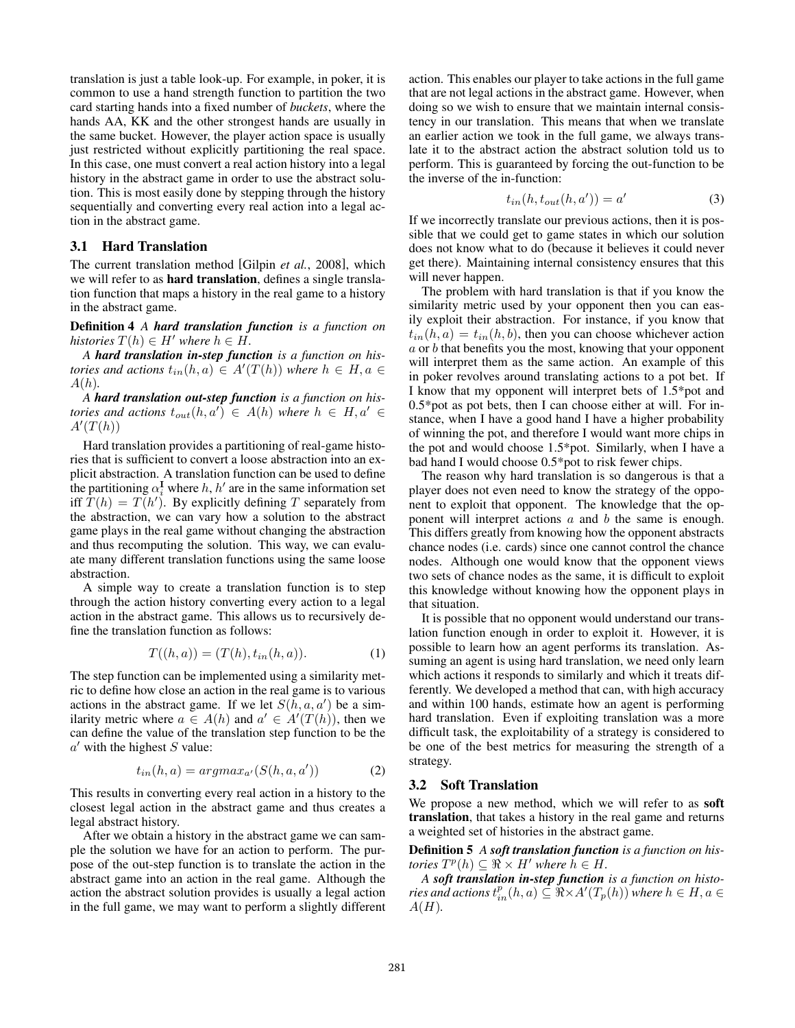translation is just a table look-up. For example, in poker, it is common to use a hand strength function to partition the two card starting hands into a fixed number of *buckets*, where the hands AA, KK and the other strongest hands are usually in the same bucket. However, the player action space is usually just restricted without explicitly partitioning the real space. In this case, one must convert a real action history into a legal history in the abstract game in order to use the abstract solution. This is most easily done by stepping through the history sequentially and converting every real action into a legal action in the abstract game.

### 3.1 Hard Translation

The current translation method [Gilpin *et al.*, 2008], which we will refer to as **hard translation**, defines a single translation function that maps a history in the real game to a history in the abstract game.

**Definition 4** *A* ***hard translation function*** *is a function on histories $T(h) \in H'$ where $h \in H$.*

*A* ***hard translation in-step function*** *is a function on histories and actions $t_{in}(h, a) \in A'(T(h))$ where $h \in H, a \in A(h)$.*

*A* ***hard translation out-step function*** *is a function on histories and actions $t_{out}(h, a') \in A(h)$ where $h \in H, a' \in A'(T(h))$*

Hard translation provides a partitioning of real-game histories that is sufficient to convert a loose abstraction into an explicit abstraction. A translation function can be used to define the partitioning $\alpha_i^{\mathbf{I}}$ where $h, h'$ are in the same information set iff $T(h) = T(h')$. By explicitly defining $T$ separately from the abstraction, we can vary how a solution to the abstract game plays in the real game without changing the abstraction and thus recomputing the solution. This way, we can evaluate many different translation functions using the same loose abstraction.

A simple way to create a translation function is to step through the action history converting every action to a legal action in the abstract game. This allows us to recursively define the translation function as follows:

$$T((h, a)) = (T(h), t_{in}(h, a)). \tag{1}$$

The step function can be implemented using a similarity metric to define how close an action in the real game is to various actions in the abstract game. If we let $S(h, a, a')$ be a similarity metric where $a \in A(h)$ and $a' \in A'(T(h))$, then we can define the value of the translation step function to be the $a'$ with the highest $S$ value:

$$t_{in}(h, a) = argmax_{a'}(S(h, a, a')) \tag{2}$$

This results in converting every real action in a history to the closest legal action in the abstract game and thus creates a legal abstract history.

After we obtain a history in the abstract game we can sample the solution we have for an action to perform. The purpose of the out-step function is to translate the action in the abstract game into an action in the real game. Although the action the abstract solution provides is usually a legal action in the full game, we may want to perform a slightly different action. This enables our player to take actions in the full game that are not legal actions in the abstract game. However, when doing so we wish to ensure that we maintain internal consistency in our translation. This means that when we translate an earlier action we took in the full game, we always translate it to the abstract action the abstract solution told us to perform. This is guaranteed by forcing the out-function to be the inverse of the in-function:

$$t_{in}(h, t_{out}(h, a')) = a' \tag{3}$$

If we incorrectly translate our previous actions, then it is possible that we could get to game states in which our solution does not know what to do (because it believes it could never get there). Maintaining internal consistency ensures that this will never happen.

The problem with hard translation is that if you know the similarity metric used by your opponent then you can easily exploit their abstraction. For instance, if you know that $t_{in}(h, a) = t_{in}(h, b)$, then you can choose whichever action $a$ or $b$ that benefits you the most, knowing that your opponent will interpret them as the same action. An example of this in poker revolves around translating actions to a pot bet. If I know that my opponent will interpret bets of 1.5*pot and 0.5*pot as pot bets, then I can choose either at will. For instance, when I have a good hand I have a higher probability of winning the pot, and therefore I would want more chips in the pot and would choose 1.5*pot. Similarly, when I have a bad hand I would choose 0.5*pot to risk fewer chips.

The reason why hard translation is so dangerous is that a player does not even need to know the strategy of the opponent to exploit that opponent. The knowledge that the opponent will interpret actions $a$ and $b$ the same is enough. This differs greatly from knowing how the opponent abstracts chance nodes (i.e. cards) since one cannot control the chance nodes. Although one would know that the opponent views two sets of chance nodes as the same, it is difficult to exploit this knowledge without knowing how the opponent plays in that situation.

It is possible that no opponent would understand our translation function enough in order to exploit it. However, it is possible to learn how an agent performs its translation. Assuming an agent is using hard translation, we need only learn which actions it responds to similarly and which it treats differently. We developed a method that can, with high accuracy and within 100 hands, estimate how an agent is performing hard translation. Even if exploiting translation was a more difficult task, the exploitability of a strategy is considered to be one of the best metrics for measuring the strength of a strategy.

### 3.2 Soft Translation

We propose a new method, which we will refer to as **soft translation**, that takes a history in the real game and returns a weighted set of histories in the abstract game.

**Definition 5** *A* ***soft translation function*** *is a function on histories $T^p(h) \subseteq \Re \times H'$ where $h \in H$.*

*A* ***soft translation in-step function*** *is a function on histories and actions $t_{in}^p(h, a) \subseteq \Re \times A'(T_p(h))$ where $h \in H, a \in A(H)$.*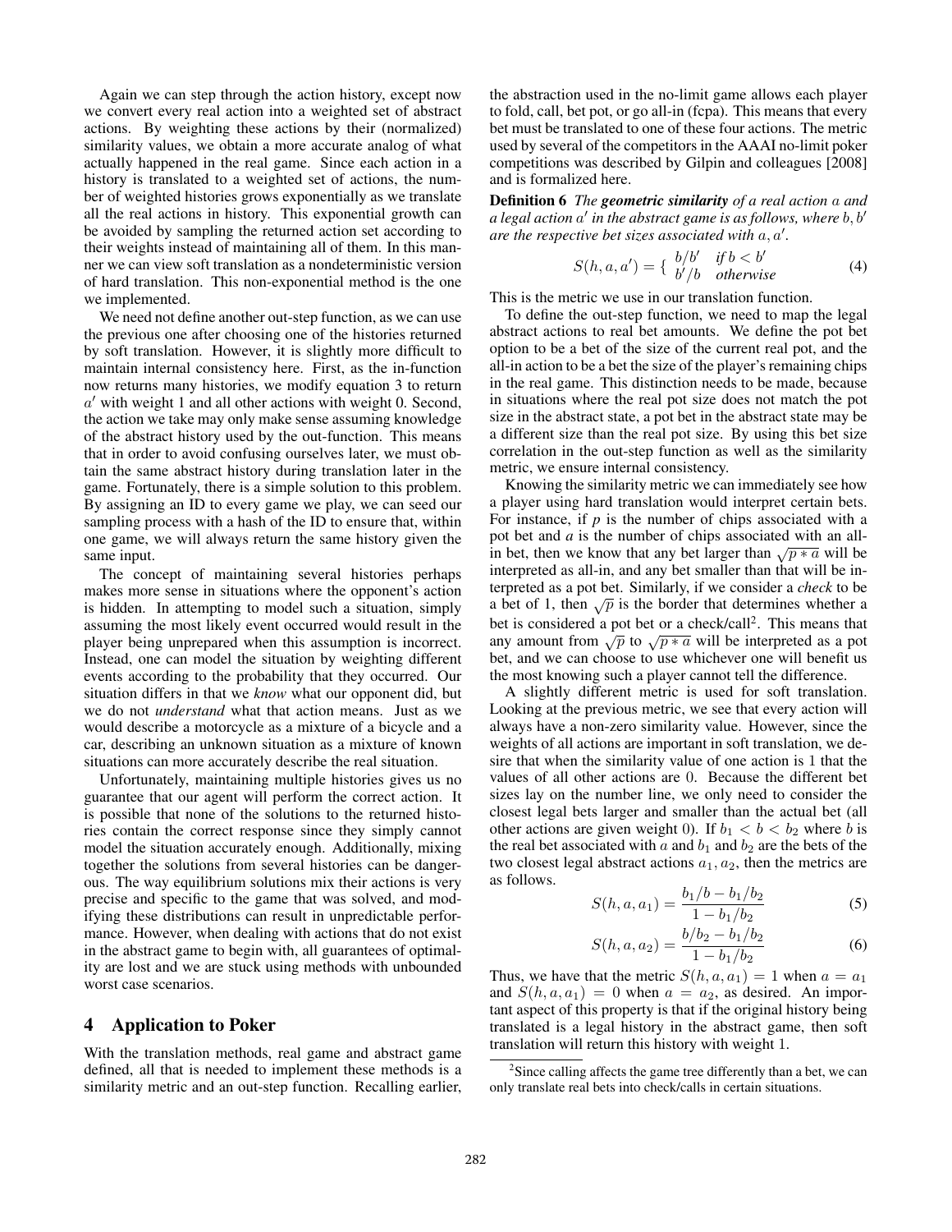Again we can step through the action history, except now we convert every real action into a weighted set of abstract actions. By weighting these actions by their (normalized) similarity values, we obtain a more accurate analog of what actually happened in the real game. Since each action in a history is translated to a weighted set of actions, the number of weighted histories grows exponentially as we translate all the real actions in history. This exponential growth can be avoided by sampling the returned action set according to their weights instead of maintaining all of them. In this manner we can view soft translation as a nondeterministic version of hard translation. This non-exponential method is the one we implemented.

We need not define another out-step function, as we can use the previous one after choosing one of the histories returned by soft translation. However, it is slightly more difficult to maintain internal consistency here. First, as the in-function now returns many histories, we modify equation 3 to return $a'$ with weight 1 and all other actions with weight 0. Second, the action we take may only make sense assuming knowledge of the abstract history used by the out-function. This means that in order to avoid confusing ourselves later, we must obtain the same abstract history during translation later in the game. Fortunately, there is a simple solution to this problem. By assigning an ID to every game we play, we can seed our sampling process with a hash of the ID to ensure that, within one game, we will always return the same history given the same input.

The concept of maintaining several histories perhaps makes more sense in situations where the opponent's action is hidden. In attempting to model such a situation, simply assuming the most likely event occurred would result in the player being unprepared when this assumption is incorrect. Instead, one can model the situation by weighting different events according to the probability that they occurred. Our situation differs in that we *know* what our opponent did, but we do not *understand* what that action means. Just as we would describe a motorcycle as a mixture of a bicycle and a car, describing an unknown situation as a mixture of known situations can more accurately describe the real situation.

Unfortunately, maintaining multiple histories gives us no guarantee that our agent will perform the correct action. It is possible that none of the solutions to the returned histories contain the correct response since they simply cannot model the situation accurately enough. Additionally, mixing together the solutions from several histories can be dangerous. The way equilibrium solutions mix their actions is very precise and specific to the game that was solved, and modifying these distributions can result in unpredictable performance. However, when dealing with actions that do not exist in the abstract game to begin with, all guarantees of optimality are lost and we are stuck using methods with unbounded worst case scenarios.

## 4 Application to Poker

With the translation methods, real game and abstract game defined, all that is needed to implement these methods is a similarity metric and an out-step function. Recalling earlier, the abstraction used in the no-limit game allows each player to fold, call, bet pot, or go all-in (fcpa). This means that every bet must be translated to one of these four actions. The metric used by several of the competitors in the AAAI no-limit poker competitions was described by Gilpin and colleagues [2008] and is formalized here.

**Definition 6** *The* ***geometric similarity*** *of a real action $a$ and a legal action $a'$ in the abstract game is as follows, where $b, b'$ are the respective bet sizes associated with $a, a'$.*

$$S(h, a, a') = \begin{cases} b/b' & \text{if } b < b' \\ b'/b & \text{otherwise} \end{cases} \tag{4}$$

This is the metric we use in our translation function.

To define the out-step function, we need to map the legal abstract actions to real bet amounts. We define the pot bet option to be a bet of the size of the current real pot, and the all-in action to be a bet the size of the player's remaining chips in the real game. This distinction needs to be made, because in situations where the real pot size does not match the pot size in the abstract state, a pot bet in the abstract state may be a different size than the real pot size. By using this bet size correlation in the out-step function as well as the similarity metric, we ensure internal consistency.

Knowing the similarity metric we can immediately see how a player using hard translation would interpret certain bets. For instance, if $p$ is the number of chips associated with a pot bet and $a$ is the number of chips associated with an all-in bet, then we know that any bet larger than $\sqrt{p*a}$ will be interpreted as all-in, and any bet smaller than that will be interpreted as a pot bet. Similarly, if we consider a *check* to be a bet of 1, then $\sqrt{p}$ is the border that determines whether a bet is considered a pot bet or a check/call[2]. This means that any amount from $\sqrt{p}$ to $\sqrt{p*a}$ will be interpreted as a pot bet, and we can choose to use whichever one will benefit us the most knowing such a player cannot tell the difference.

A slightly different metric is used for soft translation. Looking at the previous metric, we see that every action will always have a non-zero similarity value. However, since the weights of all actions are important in soft translation, we desire that when the similarity value of one action is 1 that the values of all other actions are 0. Because the different bet sizes lay on the number line, we only need to consider the closest legal bets larger and smaller than the actual bet (all other actions are given weight 0). If $b_1 < b < b_2$ where $b$ is the real bet associated with $a$ and $b_1$ and $b_2$ are the bets of the two closest legal abstract actions $a_1, a_2$, then the metrics are as follows.

$$S(h, a, a_1) = \frac{b_1/b - b_1/b_2}{1 - b_1/b_2} \tag{5}$$

$$S(h, a, a_2) = \frac{b/b_2 - b_1/b_2}{1 - b_1/b_2} \tag{6}$$

Thus, we have that the metric $S(h, a, a_1) = 1$ when $a = a_1$ and $S(h, a, a_1) = 0$ when $a = a_2$, as desired. An important aspect of this property is that if the original history being translated is a legal history in the abstract game, then soft translation will return this history with weight 1.

[2]Since calling affects the game tree differently than a bet, we can only translate real bets into check/calls in certain situations.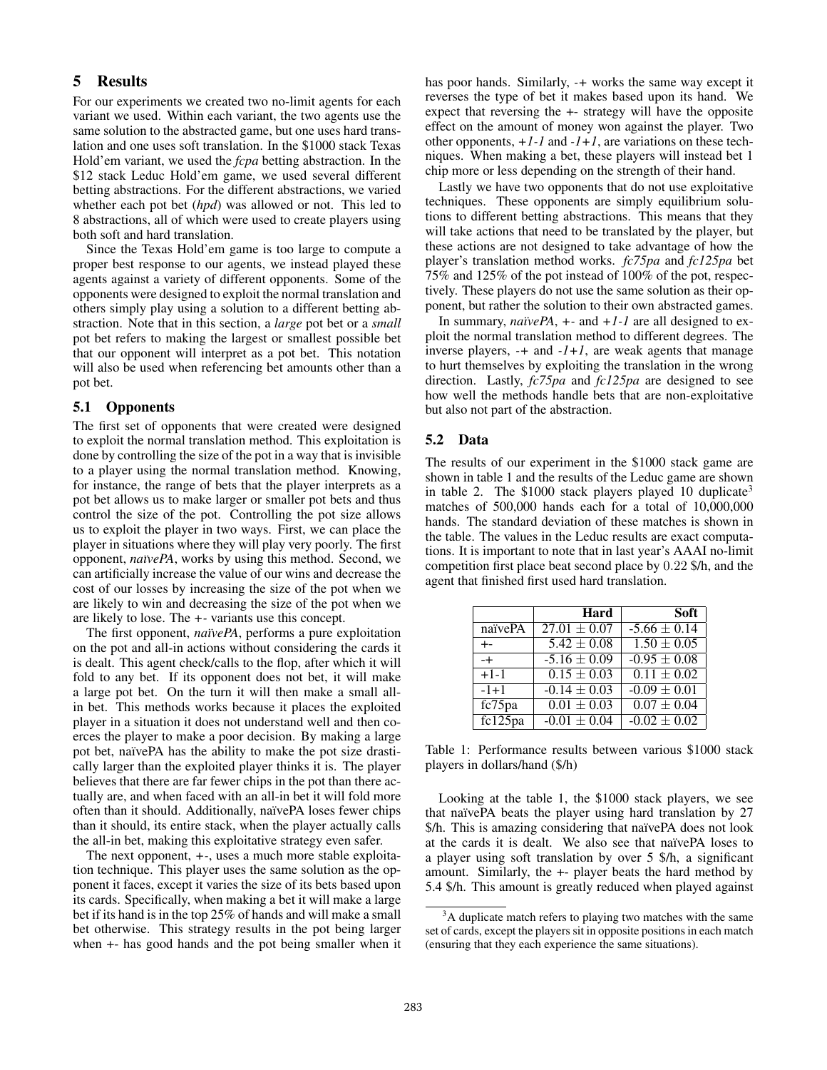## 5 Results

For our experiments we created two no-limit agents for each variant we used. Within each variant, the two agents use the same solution to the abstracted game, but one uses hard translation and one uses soft translation. In the \$1000 stack Texas Hold'em variant, we used the *fcpa* betting abstraction. In the \$12 stack Leduc Hold'em game, we used several different betting abstractions. For the different abstractions, we varied whether each pot bet (*hpd*) was allowed or not. This led to 8 abstractions, all of which were used to create players using both soft and hard translation.

Since the Texas Hold'em game is too large to compute a proper best response to our agents, we instead played these agents against a variety of different opponents. Some of the opponents were designed to exploit the normal translation and others simply play using a solution to a different betting abstraction. Note that in this section, a *large* pot bet or a *small* pot bet refers to making the largest or smallest possible bet that our opponent will interpret as a pot bet. This notation will also be used when referencing bet amounts other than a pot bet.

### 5.1 Opponents

The first set of opponents that were created were designed to exploit the normal translation method. This exploitation is done by controlling the size of the pot in a way that is invisible to a player using the normal translation method. Knowing, for instance, the range of bets that the player interprets as a pot bet allows us to make larger or smaller pot bets and thus control the size of the pot. Controlling the pot size allows us to exploit the player in two ways. First, we can place the player in situations where they will play very poorly. The first opponent, *naïvePA*, works by using this method. Second, we can artificially increase the value of our wins and decrease the cost of our losses by increasing the size of the pot when we are likely to win and decreasing the size of the pot when we are likely to lose. The +- variants use this concept.

The first opponent, *naïvePA*, performs a pure exploitation on the pot and all-in actions without considering the cards it is dealt. This agent check/calls to the flop, after which it will fold to any bet. If its opponent does not bet, it will make a large pot bet. On the turn it will then make a small all-in bet. This methods works because it places the exploited player in a situation it does not understand well and then coerces the player to make a poor decision. By making a large pot bet, naïvePA has the ability to make the pot size drastically larger than the exploited player thinks it is. The player believes that there are far fewer chips in the pot than there actually are, and when faced with an all-in bet it will fold more often than it should. Additionally, naïvePA loses fewer chips than it should, its entire stack, when the player actually calls the all-in bet, making this exploitative strategy even safer.

The next opponent, +-, uses a much more stable exploitation technique. This player uses the same solution as the opponent it faces, except it varies the size of its bets based upon its cards. Specifically, when making a bet it will make a large bet if its hand is in the top 25% of hands and will make a small bet otherwise. This strategy results in the pot being larger when +- has good hands and the pot being smaller when it has poor hands. Similarly, -+ works the same way except it reverses the type of bet it makes based upon its hand. We expect that reversing the +- strategy will have the opposite effect on the amount of money won against the player. Two other opponents, *+1-1* and *-1+1*, are variations on these techniques. When making a bet, these players will instead bet 1 chip more or less depending on the strength of their hand.

Lastly we have two opponents that do not use exploitative techniques. These opponents are simply equilibrium solutions to different betting abstractions. This means that they will take actions that need to be translated by the player, but these actions are not designed to take advantage of how the player's translation method works. *fc75pa* and *fc125pa* bet 75% and 125% of the pot instead of 100% of the pot, respectively. These players do not use the same solution as their opponent, but rather the solution to their own abstracted games.

In summary, *naïvePA*, +- and *+1-1* are all designed to exploit the normal translation method to different degrees. The inverse players, -+ and *-1+1*, are weak agents that manage to hurt themselves by exploiting the translation in the wrong direction. Lastly, *fc75pa* and *fc125pa* are designed to see how well the methods handle bets that are non-exploitative but also not part of the abstraction.

### 5.2 Data

The results of our experiment in the \$1000 stack game are shown in table 1 and the results of the Leduc game are shown in table 2. The \$1000 stack players played 10 duplicate[3] matches of 500,000 hands each for a total of 10,000,000 hands. The standard deviation of these matches is shown in the table. The values in the Leduc results are exact computations. It is important to note that in last year's AAAI no-limit competition first place beat second place by 0.22 \$/h, and the agent that finished first used hard translation.

| | **Hard** | **Soft** |
|---|---|---|
| naïvePA | $27.01 \pm 0.07$ | $-5.66 \pm 0.14$ |
| +- | $5.42 \pm 0.08$ | $1.50 \pm 0.05$ |
| -+ | $-5.16 \pm 0.09$ | $-0.95 \pm 0.08$ |
| +1-1 | $0.15 \pm 0.03$ | $0.11 \pm 0.02$ |
| -1+1 | $-0.14 \pm 0.03$ | $-0.09 \pm 0.01$ |
| fc75pa | $0.01 \pm 0.03$ | $0.07 \pm 0.04$ |
| fc125pa | $-0.01 \pm 0.04$ | $-0.02 \pm 0.02$ |

Table 1: Performance results between various \$1000 stack players in dollars/hand (\$/h)

Looking at the table 1, the \$1000 stack players, we see that naïvePA beats the player using hard translation by 27 \$/h. This is amazing considering that naïvePA does not look at the cards it is dealt. We also see that naïvePA loses to a player using soft translation by over 5 \$/h, a significant amount. Similarly, the +- player beats the hard method by 5.4 \$/h. This amount is greatly reduced when played against

[3] A duplicate match refers to playing two matches with the same set of cards, except the players sit in opposite positions in each match (ensuring that they each experience the same situations).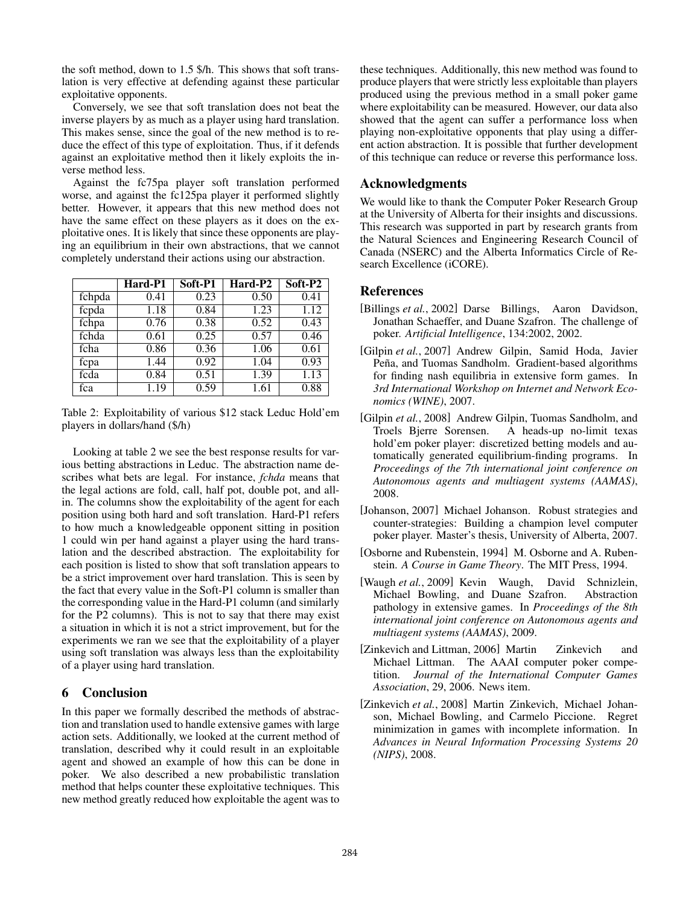the soft method, down to 1.5 $/h. This shows that soft translation is very effective at defending against these particular exploitative opponents.

Conversely, we see that soft translation does not beat the inverse players by as much as a player using hard translation. This makes sense, since the goal of the new method is to reduce the effect of this type of exploitation. Thus, if it defends against an exploitative method then it likely exploits the inverse method less.

Against the fc75pa player soft translation performed worse, and against the fc125pa player it performed slightly better. However, it appears that this new method does not have the same effect on these players as it does on the exploitative ones. It is likely that since these opponents are playing an equilibrium in their own abstractions, that we cannot completely understand their actions using our abstraction.

| | Hard-P1 | Soft-P1 | Hard-P2 | Soft-P2 |
|---|---|---|---|---|
| fchpda | 0.41 | 0.23 | 0.50 | 0.41 |
| fcpda | 1.18 | 0.84 | 1.23 | 1.12 |
| fchpa | 0.76 | 0.38 | 0.52 | 0.43 |
| fchda | 0.61 | 0.25 | 0.57 | 0.46 |
| fcha | 0.86 | 0.36 | 1.06 | 0.61 |
| fcpa | 1.44 | 0.92 | 1.04 | 0.93 |
| fcda | 0.84 | 0.51 | 1.39 | 1.13 |
| fca | 1.19 | 0.59 | 1.61 | 0.88 |

Table 2: Exploitability of various $12 stack Leduc Hold'em players in dollars/hand ($/h)

Looking at table 2 we see the best response results for various betting abstractions in Leduc. The abstraction name describes what bets are legal. For instance, *fchda* means that the legal actions are fold, call, half pot, double pot, and all-in. The columns show the exploitability of the agent for each position using both hard and soft translation. Hard-P1 refers to how much a knowledgeable opponent sitting in position 1 could win per hand against a player using the hard translation and the described abstraction. The exploitability for each position is listed to show that soft translation appears to be a strict improvement over hard translation. This is seen by the fact that every value in the Soft-P1 column is smaller than the corresponding value in the Hard-P1 column (and similarly for the P2 columns). This is not to say that there may exist a situation in which it is not a strict improvement, but for the experiments we ran we see that the exploitability of a player using soft translation was always less than the exploitability of a player using hard translation.

## 6 Conclusion

In this paper we formally described the methods of abstraction and translation used to handle extensive games with large action sets. Additionally, we looked at the current method of translation, described why it could result in an exploitable agent and showed an example of how this can be done in poker. We also described a new probabilistic translation method that helps counter these exploitative techniques. This new method greatly reduced how exploitable the agent was to these techniques. Additionally, this new method was found to produce players that were strictly less exploitable than players produced using the previous method in a small poker game where exploitability can be measured. However, our data also showed that the agent can suffer a performance loss when playing non-exploitative opponents that play using a different action abstraction. It is possible that further development of this technique can reduce or reverse this performance loss.

## Acknowledgments

We would like to thank the Computer Poker Research Group at the University of Alberta for their insights and discussions. This research was supported in part by research grants from the Natural Sciences and Engineering Research Council of Canada (NSERC) and the Alberta Informatics Circle of Research Excellence (iCORE).

## References

[Billings *et al.*, 2002] Darse Billings, Aaron Davidson, Jonathan Schaeffer, and Duane Szafron. The challenge of poker. *Artificial Intelligence*, 134:2002, 2002.

[Gilpin *et al.*, 2007] Andrew Gilpin, Samid Hoda, Javier Peña, and Tuomas Sandholm. Gradient-based algorithms for finding nash equilibria in extensive form games. In *3rd International Workshop on Internet and Network Economics (WINE)*, 2007.

[Gilpin *et al.*, 2008] Andrew Gilpin, Tuomas Sandholm, and Troels Bjerre Sorensen. A heads-up no-limit texas hold'em poker player: discretized betting models and automatically generated equilibrium-finding programs. In *Proceedings of the 7th international joint conference on Autonomous agents and multiagent systems (AAMAS)*, 2008.

[Johanson, 2007] Michael Johanson. Robust strategies and counter-strategies: Building a champion level computer poker player. Master's thesis, University of Alberta, 2007.

[Osborne and Rubenstein, 1994] M. Osborne and A. Rubenstein. *A Course in Game Theory*. The MIT Press, 1994.

[Waugh *et al.*, 2009] Kevin Waugh, David Schnizlein, Michael Bowling, and Duane Szafron. Abstraction pathology in extensive games. In *Proceedings of the 8th international joint conference on Autonomous agents and multiagent systems (AAMAS)*, 2009.

[Zinkevich and Littman, 2006] Martin Zinkevich and Michael Littman. The AAAI computer poker competition. *Journal of the International Computer Games Association*, 29, 2006. News item.

[Zinkevich *et al.*, 2008] Martin Zinkevich, Michael Johanson, Michael Bowling, and Carmelo Piccione. Regret minimization in games with incomplete information. In *Advances in Neural Information Processing Systems 20 (NIPS)*, 2008.